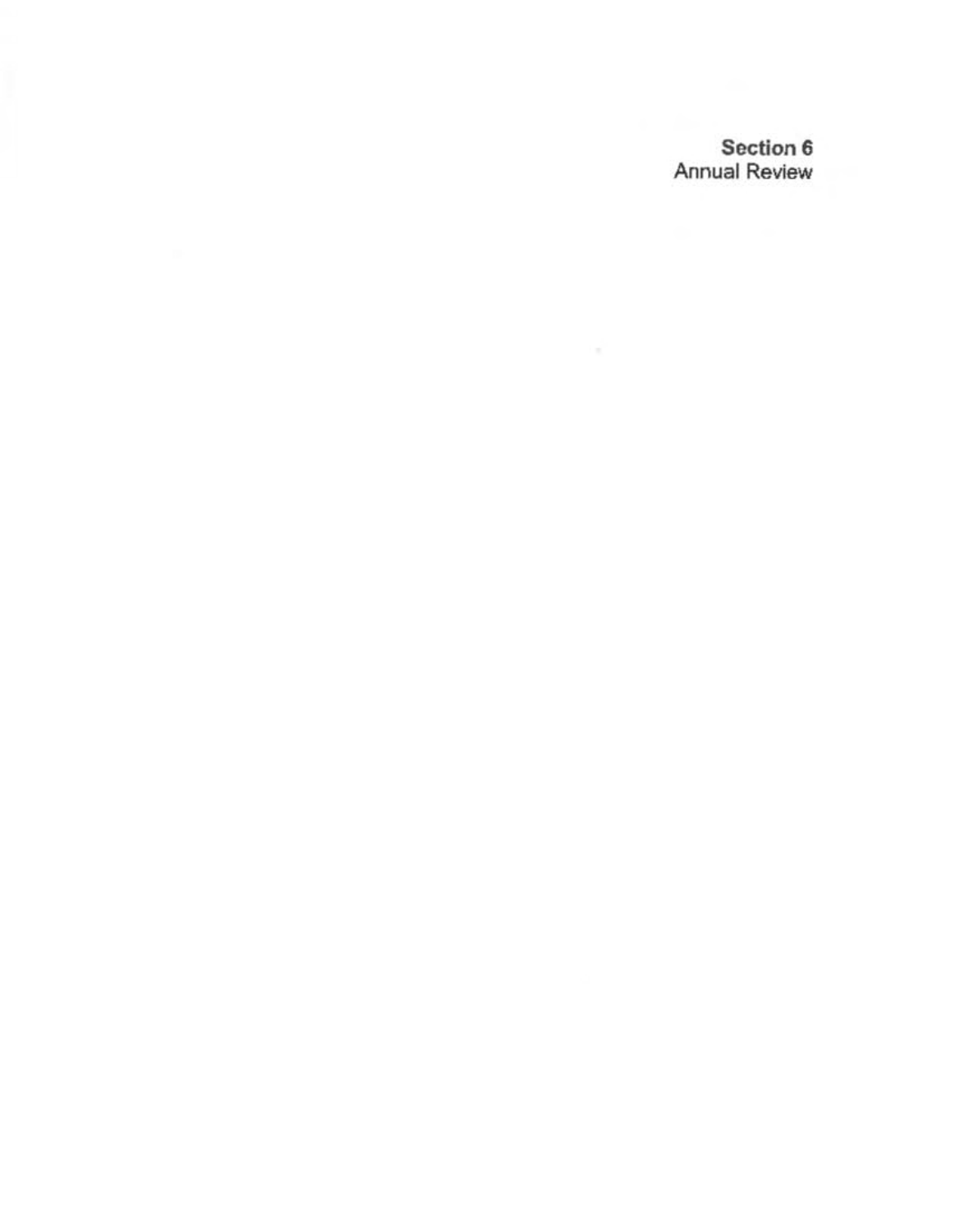**Section 6**
Annual Review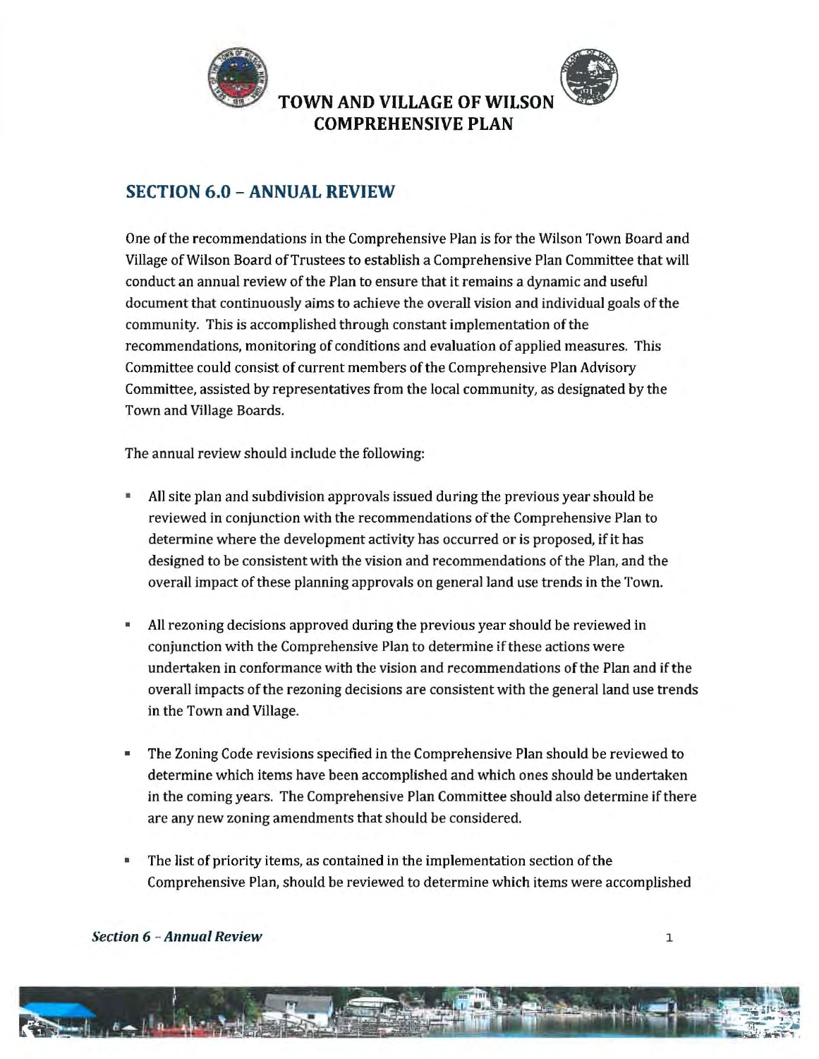# TOWN AND VILLAGE OF WILSON COMPREHENSIVE PLAN

## SECTION 6.0 – ANNUAL REVIEW

One of the recommendations in the Comprehensive Plan is for the Wilson Town Board and Village of Wilson Board of Trustees to establish a Comprehensive Plan Committee that will conduct an annual review of the Plan to ensure that it remains a dynamic and useful document that continuously aims to achieve the overall vision and individual goals of the community. This is accomplished through constant implementation of the recommendations, monitoring of conditions and evaluation of applied measures. This Committee could consist of current members of the Comprehensive Plan Advisory Committee, assisted by representatives from the local community, as designated by the Town and Village Boards.

The annual review should include the following:

- All site plan and subdivision approvals issued during the previous year should be reviewed in conjunction with the recommendations of the Comprehensive Plan to determine where the development activity has occurred or is proposed, if it has designed to be consistent with the vision and recommendations of the Plan, and the overall impact of these planning approvals on general land use trends in the Town.

- All rezoning decisions approved during the previous year should be reviewed in conjunction with the Comprehensive Plan to determine if these actions were undertaken in conformance with the vision and recommendations of the Plan and if the overall impacts of the rezoning decisions are consistent with the general land use trends in the Town and Village.

- The Zoning Code revisions specified in the Comprehensive Plan should be reviewed to determine which items have been accomplished and which ones should be undertaken in the coming years. The Comprehensive Plan Committee should also determine if there are any new zoning amendments that should be considered.

- The list of priority items, as contained in the implementation section of the Comprehensive Plan, should be reviewed to determine which items were accomplished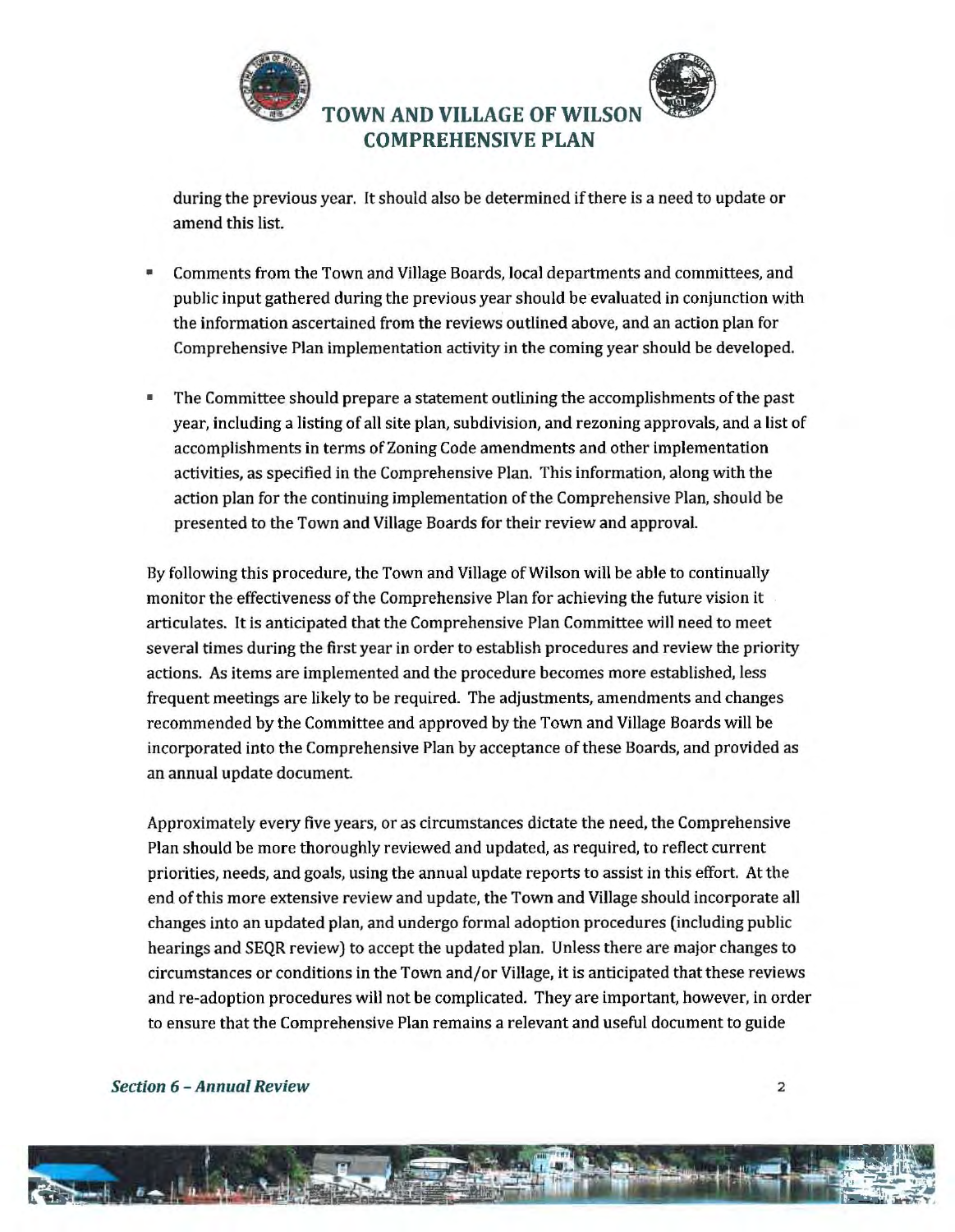during the previous year. It should also be determined if there is a need to update or amend this list.

- Comments from the Town and Village Boards, local departments and committees, and public input gathered during the previous year should be evaluated in conjunction with the information ascertained from the reviews outlined above, and an action plan for Comprehensive Plan implementation activity in the coming year should be developed.

- The Committee should prepare a statement outlining the accomplishments of the past year, including a listing of all site plan, subdivision, and rezoning approvals, and a list of accomplishments in terms of Zoning Code amendments and other implementation activities, as specified in the Comprehensive Plan. This information, along with the action plan for the continuing implementation of the Comprehensive Plan, should be presented to the Town and Village Boards for their review and approval.

By following this procedure, the Town and Village of Wilson will be able to continually monitor the effectiveness of the Comprehensive Plan for achieving the future vision it articulates. It is anticipated that the Comprehensive Plan Committee will need to meet several times during the first year in order to establish procedures and review the priority actions. As items are implemented and the procedure becomes more established, less frequent meetings are likely to be required. The adjustments, amendments and changes recommended by the Committee and approved by the Town and Village Boards will be incorporated into the Comprehensive Plan by acceptance of these Boards, and provided as an annual update document.

Approximately every five years, or as circumstances dictate the need, the Comprehensive Plan should be more thoroughly reviewed and updated, as required, to reflect current priorities, needs, and goals, using the annual update reports to assist in this effort. At the end of this more extensive review and update, the Town and Village should incorporate all changes into an updated plan, and undergo formal adoption procedures (including public hearings and SEQR review) to accept the updated plan. Unless there are major changes to circumstances or conditions in the Town and/or Village, it is anticipated that these reviews and re-adoption procedures will not be complicated. They are important, however, in order to ensure that the Comprehensive Plan remains a relevant and useful document to guide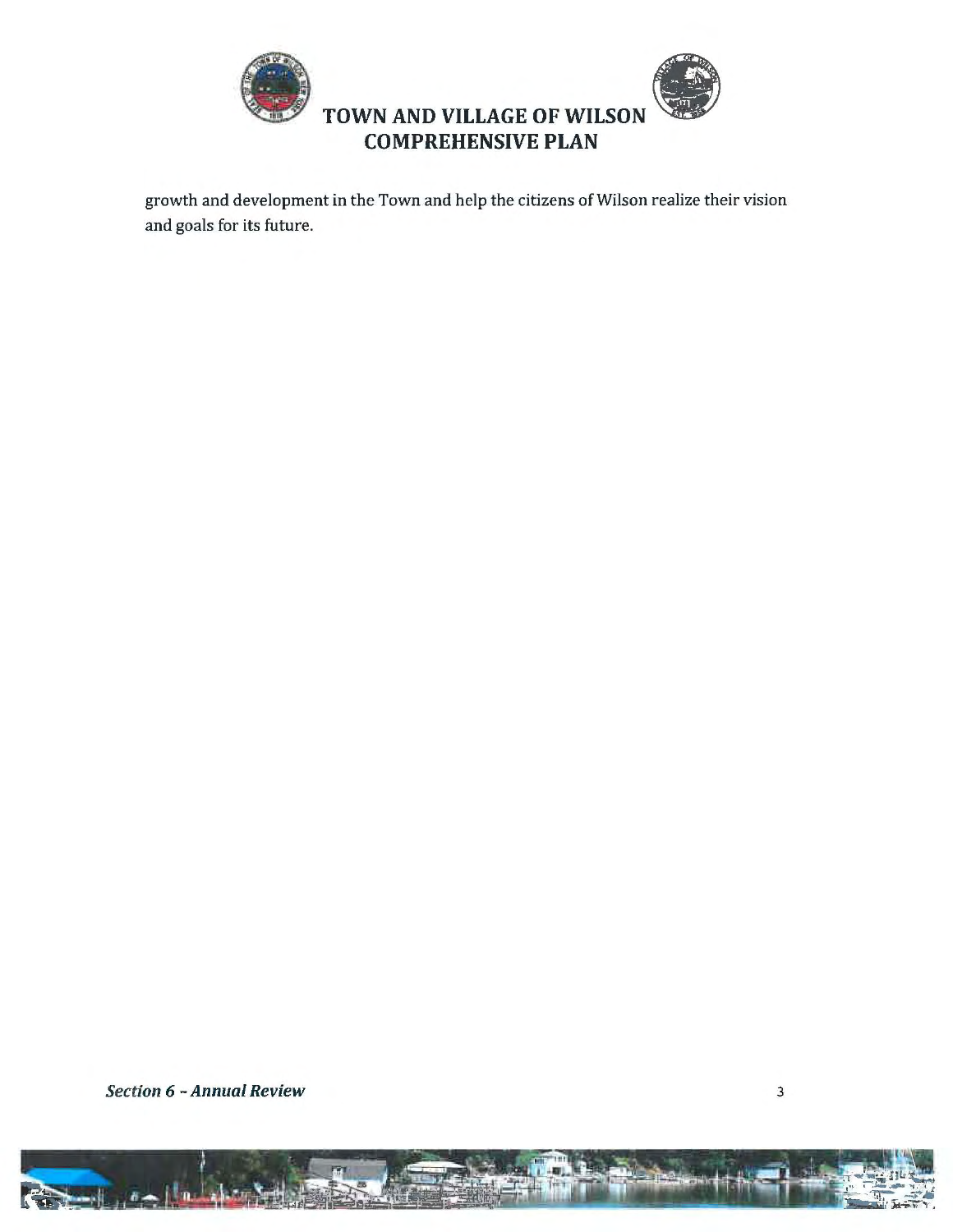growth and development in the Town and help the citizens of Wilson realize their vision and goals for its future.